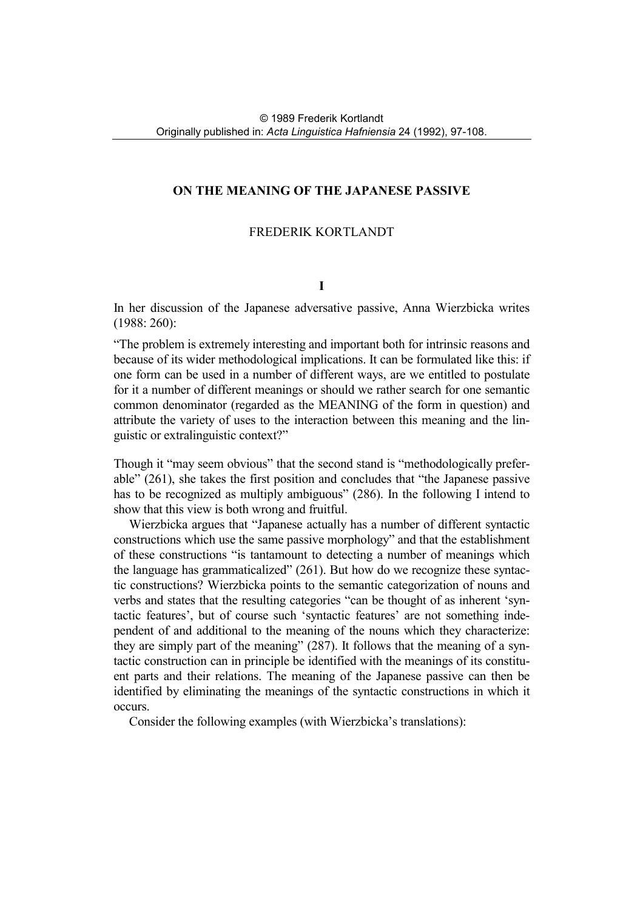© 1989 Frederik Kortlandt
Originally published in: *Acta Linguistica Hafniensia* 24 (1992), 97-108.

# ON THE MEANING OF THE JAPANESE PASSIVE

FREDERIK KORTLANDT

## I

In her discussion of the Japanese adversative passive, Anna Wierzbicka writes (1988: 260):

"The problem is extremely interesting and important both for intrinsic reasons and because of its wider methodological implications. It can be formulated like this: if one form can be used in a number of different ways, are we entitled to postulate for it a number of different meanings or should we rather search for one semantic common denominator (regarded as the MEANING of the form in question) and attribute the variety of uses to the interaction between this meaning and the linguistic or extralinguistic context?"

Though it "may seem obvious" that the second stand is "methodologically preferable" (261), she takes the first position and concludes that "the Japanese passive has to be recognized as multiply ambiguous" (286). In the following I intend to show that this view is both wrong and fruitful.

Wierzbicka argues that "Japanese actually has a number of different syntactic constructions which use the same passive morphology" and that the establishment of these constructions "is tantamount to detecting a number of meanings which the language has grammaticalized" (261). But how do we recognize these syntactic constructions? Wierzbicka points to the semantic categorization of nouns and verbs and states that the resulting categories "can be thought of as inherent 'syntactic features', but of course such 'syntactic features' are not something independent of and additional to the meaning of the nouns which they characterize: they are simply part of the meaning" (287). It follows that the meaning of a syntactic construction can in principle be identified with the meanings of its constituent parts and their relations. The meaning of the Japanese passive can then be identified by eliminating the meanings of the syntactic constructions in which it occurs.

Consider the following examples (with Wierzbicka's translations):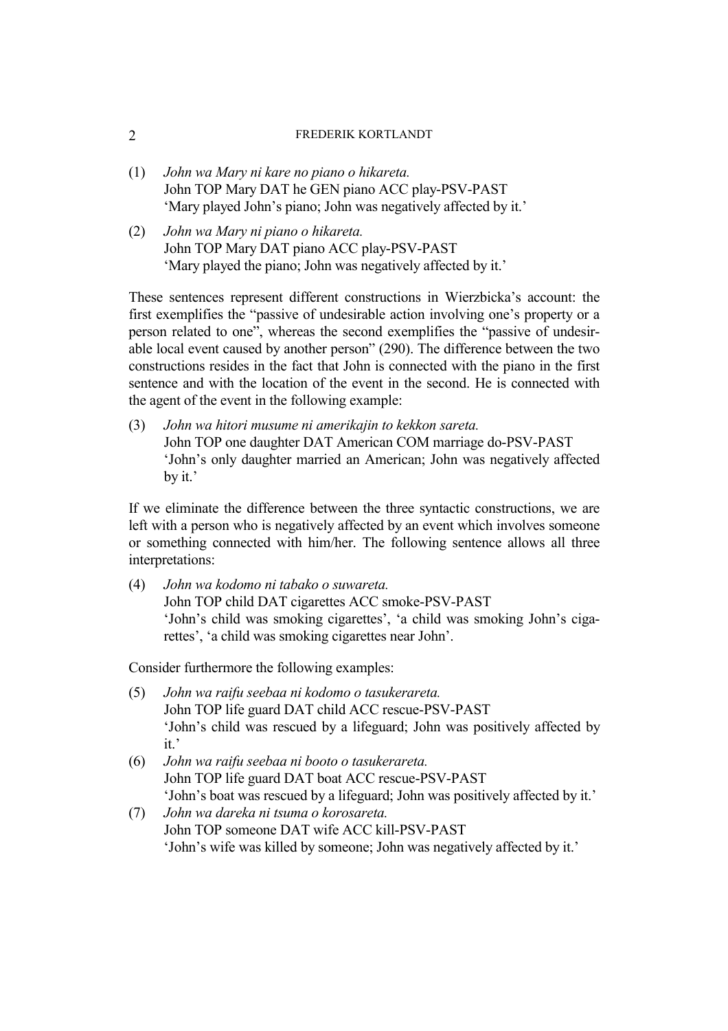(1) *John wa Mary ni kare no piano o hikareta.*
John TOP Mary DAT he GEN piano ACC play-PSV-PAST
'Mary played John's piano; John was negatively affected by it.'

(2) *John wa Mary ni piano o hikareta.*
John TOP Mary DAT piano ACC play-PSV-PAST
'Mary played the piano; John was negatively affected by it.'

These sentences represent different constructions in Wierzbicka's account: the first exemplifies the "passive of undesirable action involving one's property or a person related to one", whereas the second exemplifies the "passive of undesirable local event caused by another person" (290). The difference between the two constructions resides in the fact that John is connected with the piano in the first sentence and with the location of the event in the second. He is connected with the agent of the event in the following example:

(3) *John wa hitori musume ni amerikajin to kekkon sareta.*
John TOP one daughter DAT American COM marriage do-PSV-PAST
'John's only daughter married an American; John was negatively affected by it.'

If we eliminate the difference between the three syntactic constructions, we are left with a person who is negatively affected by an event which involves someone or something connected with him/her. The following sentence allows all three interpretations:

(4) *John wa kodomo ni tabako o suwareta.*
John TOP child DAT cigarettes ACC smoke-PSV-PAST
'John's child was smoking cigarettes', 'a child was smoking John's cigarettes', 'a child was smoking cigarettes near John'.

Consider furthermore the following examples:

(5) *John wa raifu seebaa ni kodomo o tasukerareta.*
John TOP life guard DAT child ACC rescue-PSV-PAST
'John's child was rescued by a lifeguard; John was positively affected by it.'

(6) *John wa raifu seebaa ni booto o tasukerareta.*
John TOP life guard DAT boat ACC rescue-PSV-PAST
'John's boat was rescued by a lifeguard; John was positively affected by it.'

(7) *John wa dareka ni tsuma o korosareta.*
John TOP someone DAT wife ACC kill-PSV-PAST
'John's wife was killed by someone; John was negatively affected by it.'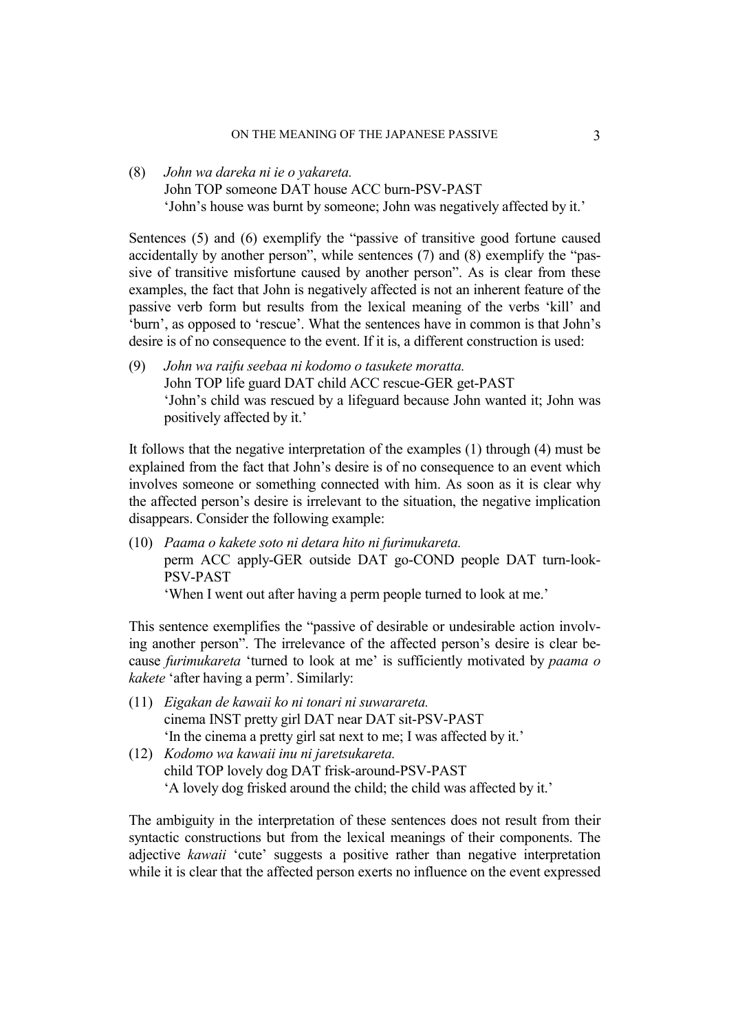(8) *John wa dareka ni ie o yakareta.*
John TOP someone DAT house ACC burn-PSV-PAST
'John's house was burnt by someone; John was negatively affected by it.'

Sentences (5) and (6) exemplify the "passive of transitive good fortune caused accidentally by another person", while sentences (7) and (8) exemplify the "passive of transitive misfortune caused by another person". As is clear from these examples, the fact that John is negatively affected is not an inherent feature of the passive verb form but results from the lexical meaning of the verbs 'kill' and 'burn', as opposed to 'rescue'. What the sentences have in common is that John's desire is of no consequence to the event. If it is, a different construction is used:

(9) *John wa raifu seebaa ni kodomo o tasukete moratta.*
John TOP life guard DAT child ACC rescue-GER get-PAST
'John's child was rescued by a lifeguard because John wanted it; John was positively affected by it.'

It follows that the negative interpretation of the examples (1) through (4) must be explained from the fact that John's desire is of no consequence to an event which involves someone or something connected with him. As soon as it is clear why the affected person's desire is irrelevant to the situation, the negative implication disappears. Consider the following example:

(10) *Paama o kakete soto ni detara hito ni furimukareta.*
perm ACC apply-GER outside DAT go-COND people DAT turn-look-PSV-PAST
'When I went out after having a perm people turned to look at me.'

This sentence exemplifies the "passive of desirable or undesirable action involving another person". The irrelevance of the affected person's desire is clear because *furimukareta* 'turned to look at me' is sufficiently motivated by *paama o kakete* 'after having a perm'. Similarly:

(11) *Eigakan de kawaii ko ni tonari ni suwarareta.*
cinema INST pretty girl DAT near DAT sit-PSV-PAST
'In the cinema a pretty girl sat next to me; I was affected by it.'

(12) *Kodomo wa kawaii inu ni jaretsukareta.*
child TOP lovely dog DAT frisk-around-PSV-PAST
'A lovely dog frisked around the child; the child was affected by it.'

The ambiguity in the interpretation of these sentences does not result from their syntactic constructions but from the lexical meanings of their components. The adjective *kawaii* 'cute' suggests a positive rather than negative interpretation while it is clear that the affected person exerts no influence on the event expressed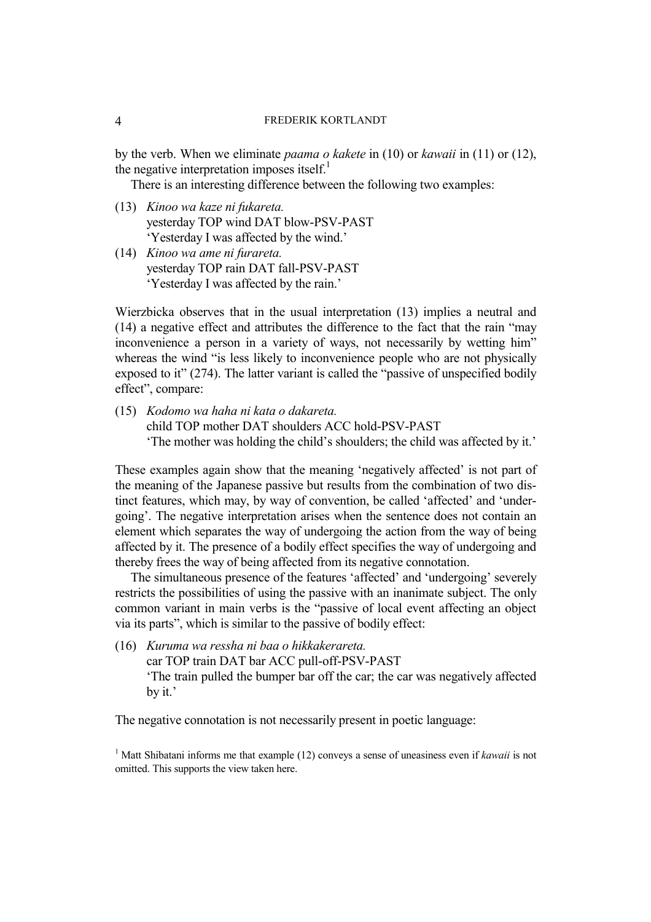by the verb. When we eliminate *paama o kakete* in (10) or *kawaii* in (11) or (12), the negative interpretation imposes itself.[1]

There is an interesting difference between the following two examples:

(13) *Kinoo wa kaze ni fukareta.*
yesterday TOP wind DAT blow-PSV-PAST
'Yesterday I was affected by the wind.'

(14) *Kinoo wa ame ni furareta.*
yesterday TOP rain DAT fall-PSV-PAST
'Yesterday I was affected by the rain.'

Wierzbicka observes that in the usual interpretation (13) implies a neutral and (14) a negative effect and attributes the difference to the fact that the rain "may inconvenience a person in a variety of ways, not necessarily by wetting him" whereas the wind "is less likely to inconvenience people who are not physically exposed to it" (274). The latter variant is called the "passive of unspecified bodily effect", compare:

(15) *Kodomo wa haha ni kata o dakareta.*
child TOP mother DAT shoulders ACC hold-PSV-PAST
'The mother was holding the child's shoulders; the child was affected by it.'

These examples again show that the meaning 'negatively affected' is not part of the meaning of the Japanese passive but results from the combination of two distinct features, which may, by way of convention, be called 'affected' and 'undergoing'. The negative interpretation arises when the sentence does not contain an element which separates the way of undergoing the action from the way of being affected by it. The presence of a bodily effect specifies the way of undergoing and thereby frees the way of being affected from its negative connotation.

The simultaneous presence of the features 'affected' and 'undergoing' severely restricts the possibilities of using the passive with an inanimate subject. The only common variant in main verbs is the "passive of local event affecting an object via its parts", which is similar to the passive of bodily effect:

(16) *Kuruma wa ressha ni baa o hikkakerareta.*
car TOP train DAT bar ACC pull-off-PSV-PAST
'The train pulled the bumper bar off the car; the car was negatively affected by it.'

The negative connotation is not necessarily present in poetic language:

[1] Matt Shibatani informs me that example (12) conveys a sense of uneasiness even if *kawaii* is not omitted. This supports the view taken here.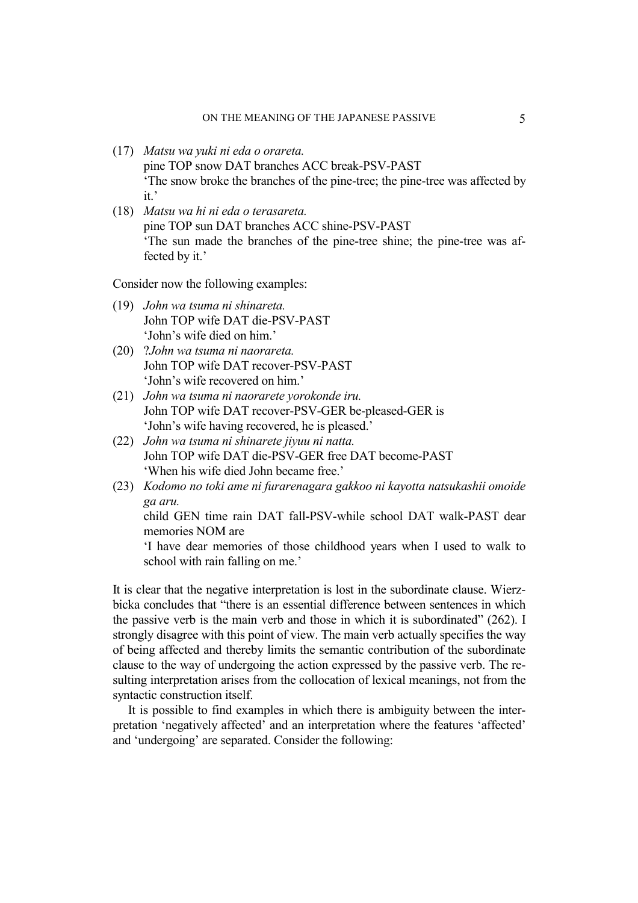(17) *Matsu wa yuki ni eda o orareta.*
pine TOP snow DAT branches ACC break-PSV-PAST
'The snow broke the branches of the pine-tree; the pine-tree was affected by it.'

(18) *Matsu wa hi ni eda o terasareta.*
pine TOP sun DAT branches ACC shine-PSV-PAST
'The sun made the branches of the pine-tree shine; the pine-tree was affected by it.'

Consider now the following examples:

(19) *John wa tsuma ni shinareta.*
John TOP wife DAT die-PSV-PAST
'John's wife died on him.'

(20) ?*John wa tsuma ni naorareta.*
John TOP wife DAT recover-PSV-PAST
'John's wife recovered on him.'

(21) *John wa tsuma ni naorarete yorokonde iru.*
John TOP wife DAT recover-PSV-GER be-pleased-GER is
'John's wife having recovered, he is pleased.'

(22) *John wa tsuma ni shinarete jiyuu ni natta.*
John TOP wife DAT die-PSV-GER free DAT become-PAST
'When his wife died John became free.'

(23) *Kodomo no toki ame ni furarenagara gakkoo ni kayotta natsukashii omoide ga aru.*
child GEN time rain DAT fall-PSV-while school DAT walk-PAST dear memories NOM are
'I have dear memories of those childhood years when I used to walk to school with rain falling on me.'

It is clear that the negative interpretation is lost in the subordinate clause. Wierzbicka concludes that "there is an essential difference between sentences in which the passive verb is the main verb and those in which it is subordinated" (262). I strongly disagree with this point of view. The main verb actually specifies the way of being affected and thereby limits the semantic contribution of the subordinate clause to the way of undergoing the action expressed by the passive verb. The resulting interpretation arises from the collocation of lexical meanings, not from the syntactic construction itself.

It is possible to find examples in which there is ambiguity between the interpretation 'negatively affected' and an interpretation where the features 'affected' and 'undergoing' are separated. Consider the following: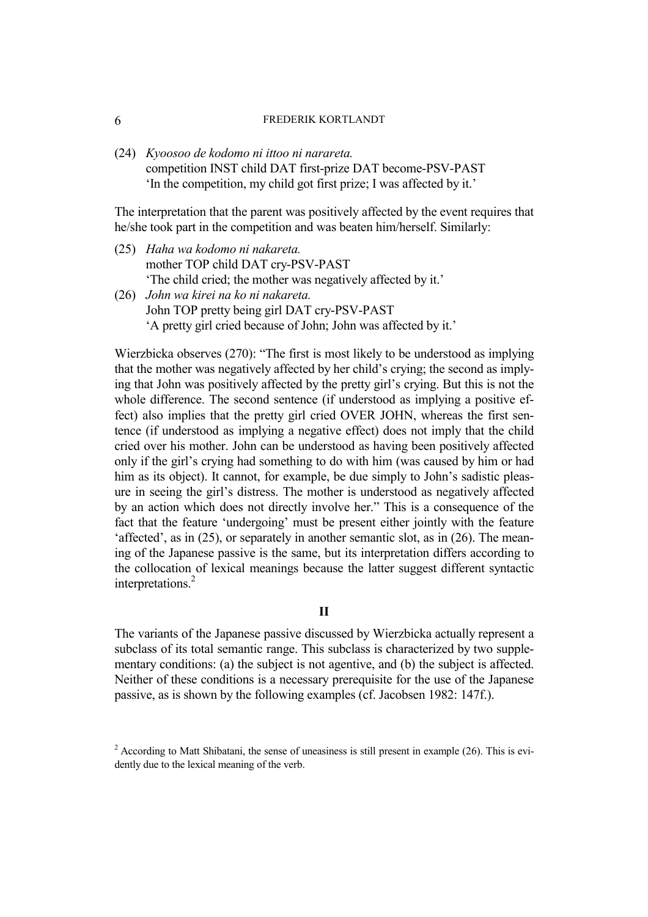(24) *Kyoosoo de kodomo ni ittoo ni narareta.*
competition INST child DAT first-prize DAT become-PSV-PAST
'In the competition, my child got first prize; I was affected by it.'

The interpretation that the parent was positively affected by the event requires that he/she took part in the competition and was beaten him/herself. Similarly:

(25) *Haha wa kodomo ni nakareta.*
mother TOP child DAT cry-PSV-PAST
'The child cried; the mother was negatively affected by it.'

(26) *John wa kirei na ko ni nakareta.*
John TOP pretty being girl DAT cry-PSV-PAST
'A pretty girl cried because of John; John was affected by it.'

Wierzbicka observes (270): "The first is most likely to be understood as implying that the mother was negatively affected by her child's crying; the second as implying that John was positively affected by the pretty girl's crying. But this is not the whole difference. The second sentence (if understood as implying a positive effect) also implies that the pretty girl cried OVER JOHN, whereas the first sentence (if understood as implying a negative effect) does not imply that the child cried over his mother. John can be understood as having been positively affected only if the girl's crying had something to do with him (was caused by him or had him as its object). It cannot, for example, be due simply to John's sadistic pleasure in seeing the girl's distress. The mother is understood as negatively affected by an action which does not directly involve her." This is a consequence of the fact that the feature 'undergoing' must be present either jointly with the feature 'affected', as in (25), or separately in another semantic slot, as in (26). The meaning of the Japanese passive is the same, but its interpretation differs according to the collocation of lexical meanings because the latter suggest different syntactic interpretations.[2]

## II

The variants of the Japanese passive discussed by Wierzbicka actually represent a subclass of its total semantic range. This subclass is characterized by two supplementary conditions: (a) the subject is not agentive, and (b) the subject is affected. Neither of these conditions is a necessary prerequisite for the use of the Japanese passive, as is shown by the following examples (cf. Jacobsen 1982: 147f.).

[2] According to Matt Shibatani, the sense of uneasiness is still present in example (26). This is evidently due to the lexical meaning of the verb.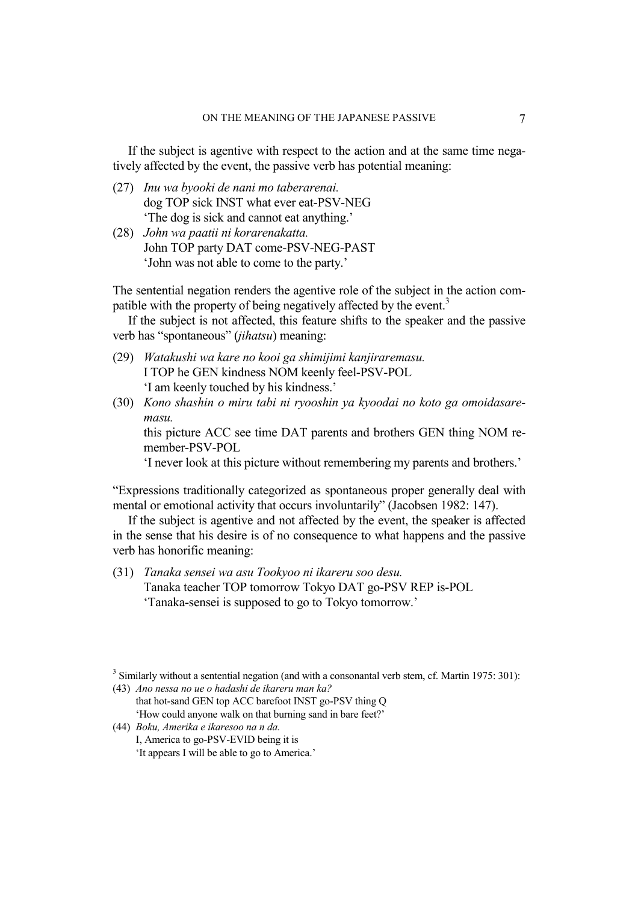If the subject is agentive with respect to the action and at the same time negatively affected by the event, the passive verb has potential meaning:

(27) *Inu wa byooki de nani mo taberarenai.*
dog TOP sick INST what ever eat-PSV-NEG
'The dog is sick and cannot eat anything.'

(28) *John wa paatii ni korarenakatta.*
John TOP party DAT come-PSV-NEG-PAST
'John was not able to come to the party.'

The sentential negation renders the agentive role of the subject in the action compatible with the property of being negatively affected by the event.[3]

If the subject is not affected, this feature shifts to the speaker and the passive verb has "spontaneous" (*jihatsu*) meaning:

(29) *Watakushi wa kare no kooi ga shimijimi kanjiraremasu.*
I TOP he GEN kindness NOM keenly feel-PSV-POL
'I am keenly touched by his kindness.'

(30) *Kono shashin o miru tabi ni ryooshin ya kyoodai no koto ga omoidasaremasu.*
this picture ACC see time DAT parents and brothers GEN thing NOM remember-PSV-POL
'I never look at this picture without remembering my parents and brothers.'

"Expressions traditionally categorized as spontaneous proper generally deal with mental or emotional activity that occurs involuntarily" (Jacobsen 1982: 147).

If the subject is agentive and not affected by the event, the speaker is affected in the sense that his desire is of no consequence to what happens and the passive verb has honorific meaning:

(31) *Tanaka sensei wa asu Tookyoo ni ikareru soo desu.*
Tanaka teacher TOP tomorrow Tokyo DAT go-PSV REP is-POL
'Tanaka-sensei is supposed to go to Tokyo tomorrow.'

---

[3] Similarly without a sentential negation (and with a consonantal verb stem, cf. Martin 1975: 301):

(43) *Ano nessa no ue o hadashi de ikareru man ka?*
that hot-sand GEN top ACC barefoot INST go-PSV thing Q
'How could anyone walk on that burning sand in bare feet?'

(44) *Boku, Amerika e ikaresoo na n da.*
I, America to go-PSV-EVID being it is
'It appears I will be able to go to America.'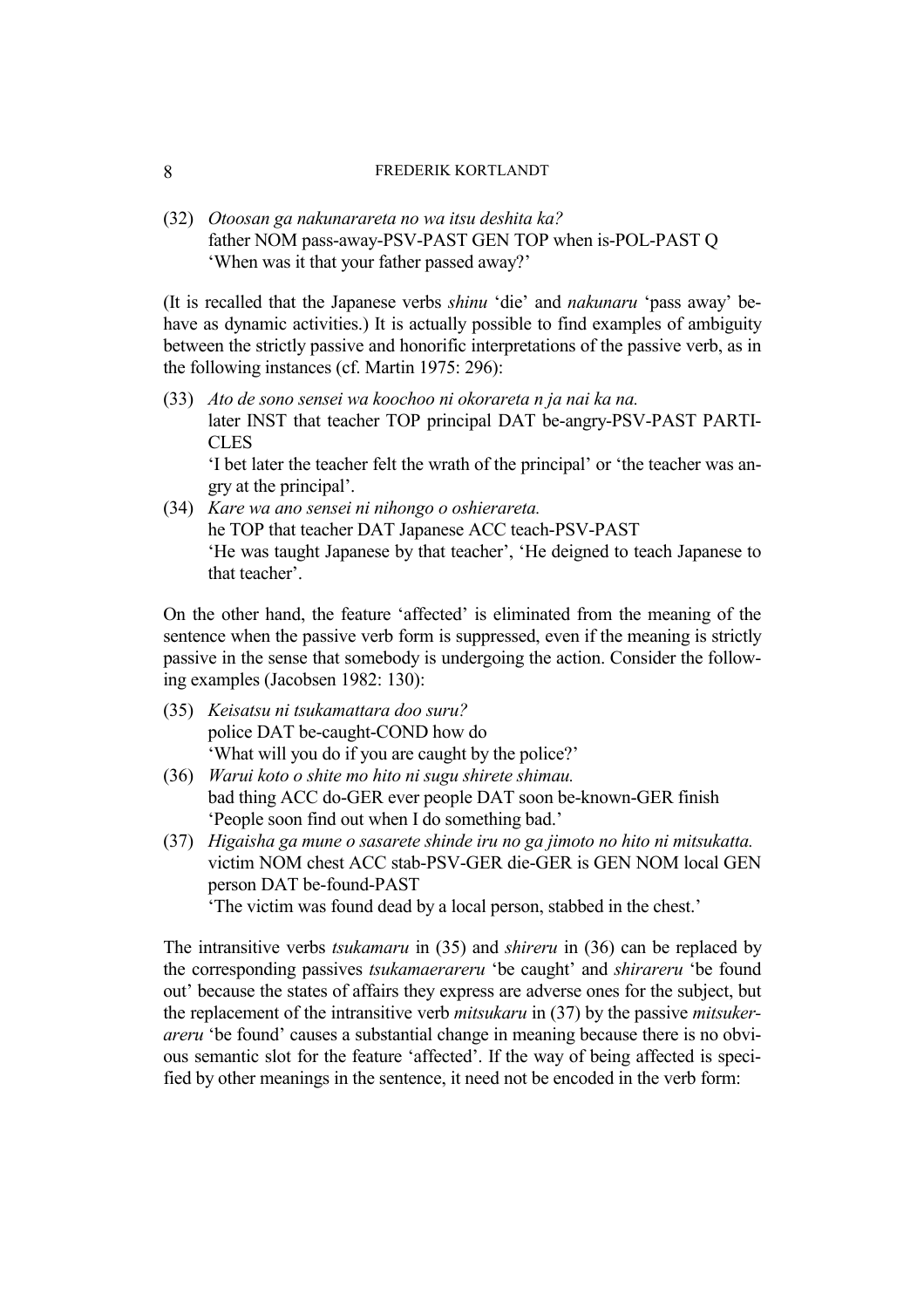(32) *Otoosan ga nakunarareta no wa itsu deshita ka?*
father NOM pass-away-PSV-PAST GEN TOP when is-POL-PAST Q
'When was it that your father passed away?'

(It is recalled that the Japanese verbs *shinu* 'die' and *nakunaru* 'pass away' behave as dynamic activities.) It is actually possible to find examples of ambiguity between the strictly passive and honorific interpretations of the passive verb, as in the following instances (cf. Martin 1975: 296):

(33) *Ato de sono sensei wa koochoo ni okorareta n ja nai ka na.*
later INST that teacher TOP principal DAT be-angry-PSV-PAST PARTICLES
'I bet later the teacher felt the wrath of the principal' or 'the teacher was angry at the principal'.

(34) *Kare wa ano sensei ni nihongo o oshierareta.*
he TOP that teacher DAT Japanese ACC teach-PSV-PAST
'He was taught Japanese by that teacher', 'He deigned to teach Japanese to that teacher'.

On the other hand, the feature 'affected' is eliminated from the meaning of the sentence when the passive verb form is suppressed, even if the meaning is strictly passive in the sense that somebody is undergoing the action. Consider the following examples (Jacobsen 1982: 130):

(35) *Keisatsu ni tsukamattara doo suru?*
police DAT be-caught-COND how do
'What will you do if you are caught by the police?'

(36) *Warui koto o shite mo hito ni sugu shirete shimau.*
bad thing ACC do-GER ever people DAT soon be-known-GER finish
'People soon find out when I do something bad.'

(37) *Higaisha ga mune o sasarete shinde iru no ga jimoto no hito ni mitsukatta.*
victim NOM chest ACC stab-PSV-GER die-GER is GEN NOM local GEN person DAT be-found-PAST
'The victim was found dead by a local person, stabbed in the chest.'

The intransitive verbs *tsukamaru* in (35) and *shireru* in (36) can be replaced by the corresponding passives *tsukamaerareru* 'be caught' and *shirareru* 'be found out' because the states of affairs they express are adverse ones for the subject, but the replacement of the intransitive verb *mitsukaru* in (37) by the passive *mitsukerareru* 'be found' causes a substantial change in meaning because there is no obvious semantic slot for the feature 'affected'. If the way of being affected is specified by other meanings in the sentence, it need not be encoded in the verb form: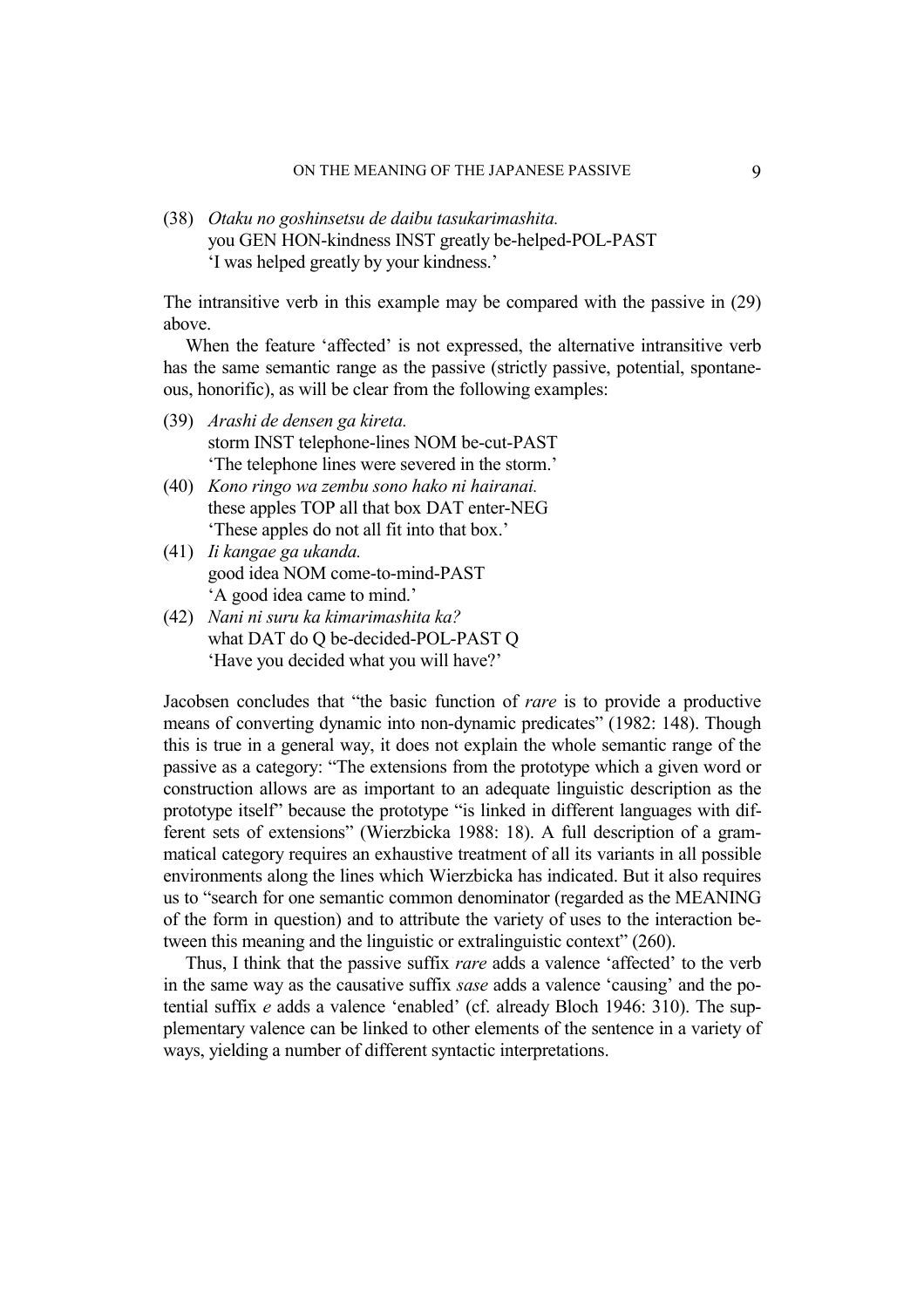(38) *Otaku no goshinsetsu de daibu tasukarimashita.*
you GEN HON-kindness INST greatly be-helped-POL-PAST
'I was helped greatly by your kindness.'

The intransitive verb in this example may be compared with the passive in (29) above.

When the feature 'affected' is not expressed, the alternative intransitive verb has the same semantic range as the passive (strictly passive, potential, spontaneous, honorific), as will be clear from the following examples:

(39) *Arashi de densen ga kireta.*
storm INST telephone-lines NOM be-cut-PAST
'The telephone lines were severed in the storm.'

(40) *Kono ringo wa zembu sono hako ni hairanai.*
these apples TOP all that box DAT enter-NEG
'These apples do not all fit into that box.'

(41) *Ii kangae ga ukanda.*
good idea NOM come-to-mind-PAST
'A good idea came to mind.'

(42) *Nani ni suru ka kimarimashita ka?*
what DAT do Q be-decided-POL-PAST Q
'Have you decided what you will have?'

Jacobsen concludes that "the basic function of *rare* is to provide a productive means of converting dynamic into non-dynamic predicates" (1982: 148). Though this is true in a general way, it does not explain the whole semantic range of the passive as a category: "The extensions from the prototype which a given word or construction allows are as important to an adequate linguistic description as the prototype itself" because the prototype "is linked in different languages with different sets of extensions" (Wierzbicka 1988: 18). A full description of a grammatical category requires an exhaustive treatment of all its variants in all possible environments along the lines which Wierzbicka has indicated. But it also requires us to "search for one semantic common denominator (regarded as the MEANING of the form in question) and to attribute the variety of uses to the interaction between this meaning and the linguistic or extralinguistic context" (260).

Thus, I think that the passive suffix *rare* adds a valence 'affected' to the verb in the same way as the causative suffix *sase* adds a valence 'causing' and the potential suffix *e* adds a valence 'enabled' (cf. already Bloch 1946: 310). The supplementary valence can be linked to other elements of the sentence in a variety of ways, yielding a number of different syntactic interpretations.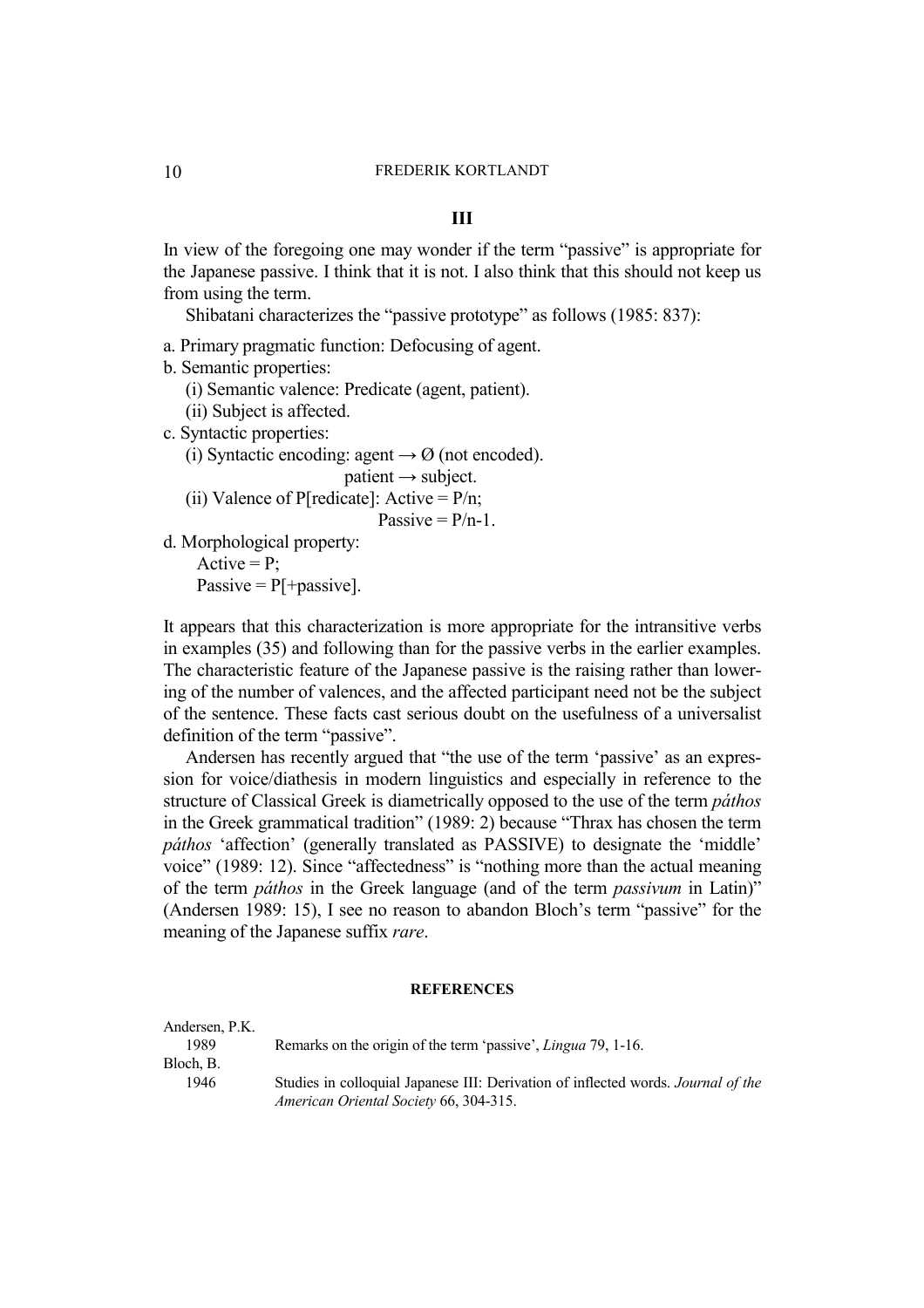## III

In view of the foregoing one may wonder if the term "passive" is appropriate for the Japanese passive. I think that it is not. I also think that this should not keep us from using the term.

Shibatani characterizes the "passive prototype" as follows (1985: 837):

a. Primary pragmatic function: Defocusing of agent.

b. Semantic properties:

   (i) Semantic valence: Predicate (agent, patient).

   (ii) Subject is affected.

c. Syntactic properties:

   (i) Syntactic encoding: agent → Ø (not encoded).
   
   patient → subject.

   (ii) Valence of P[redicate]: Active = P/n;
   
   Passive = P/n-1.

d. Morphological property:

   Active = P;
   
   Passive = P[+passive].

It appears that this characterization is more appropriate for the intransitive verbs in examples (35) and following than for the passive verbs in the earlier examples. The characteristic feature of the Japanese passive is the raising rather than lowering of the number of valences, and the affected participant need not be the subject of the sentence. These facts cast serious doubt on the usefulness of a universalist definition of the term "passive".

Andersen has recently argued that "the use of the term 'passive' as an expression for voice/diathesis in modern linguistics and especially in reference to the structure of Classical Greek is diametrically opposed to the use of the term *páthos* in the Greek grammatical tradition" (1989: 2) because "Thrax has chosen the term *páthos* 'affection' (generally translated as PASSIVE) to designate the 'middle' voice" (1989: 12). Since "affectedness" is "nothing more than the actual meaning of the term *páthos* in the Greek language (and of the term *passivum* in Latin)" (Andersen 1989: 15), I see no reason to abandon Bloch's term "passive" for the meaning of the Japanese suffix *rare*.

### REFERENCES

Andersen, P.K.
   1989 Remarks on the origin of the term 'passive', *Lingua* 79, 1-16.

Bloch, B.
   1946 Studies in colloquial Japanese III: Derivation of inflected words. *Journal of the American Oriental Society* 66, 304-315.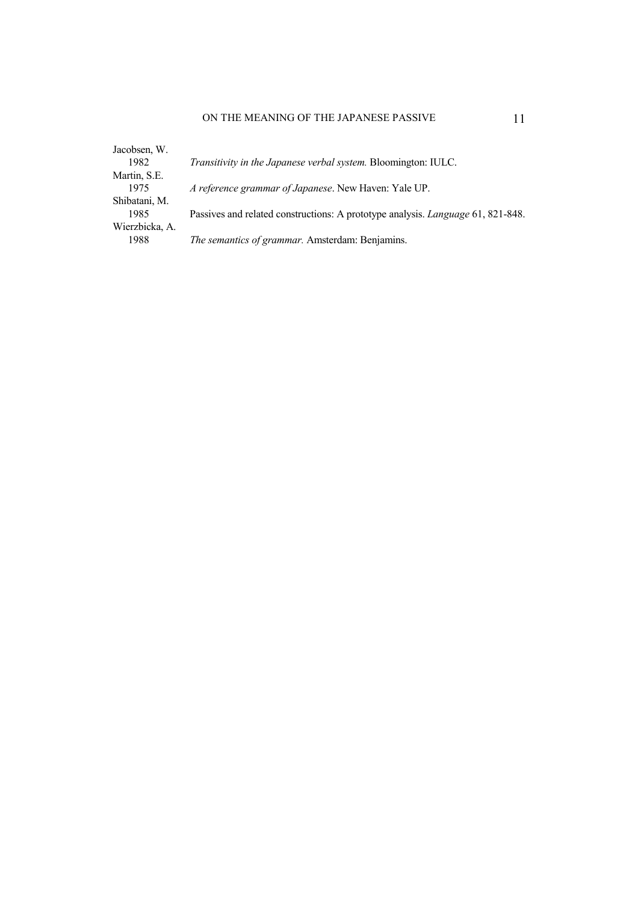Jacobsen, W.
1982 *Transitivity in the Japanese verbal system.* Bloomington: IULC.

Martin, S.E.
1975 *A reference grammar of Japanese*. New Haven: Yale UP.

Shibatani, M.
1985 Passives and related constructions: A prototype analysis. *Language* 61, 821-848.

Wierzbicka, A.
1988 *The semantics of grammar.* Amsterdam: Benjamins.